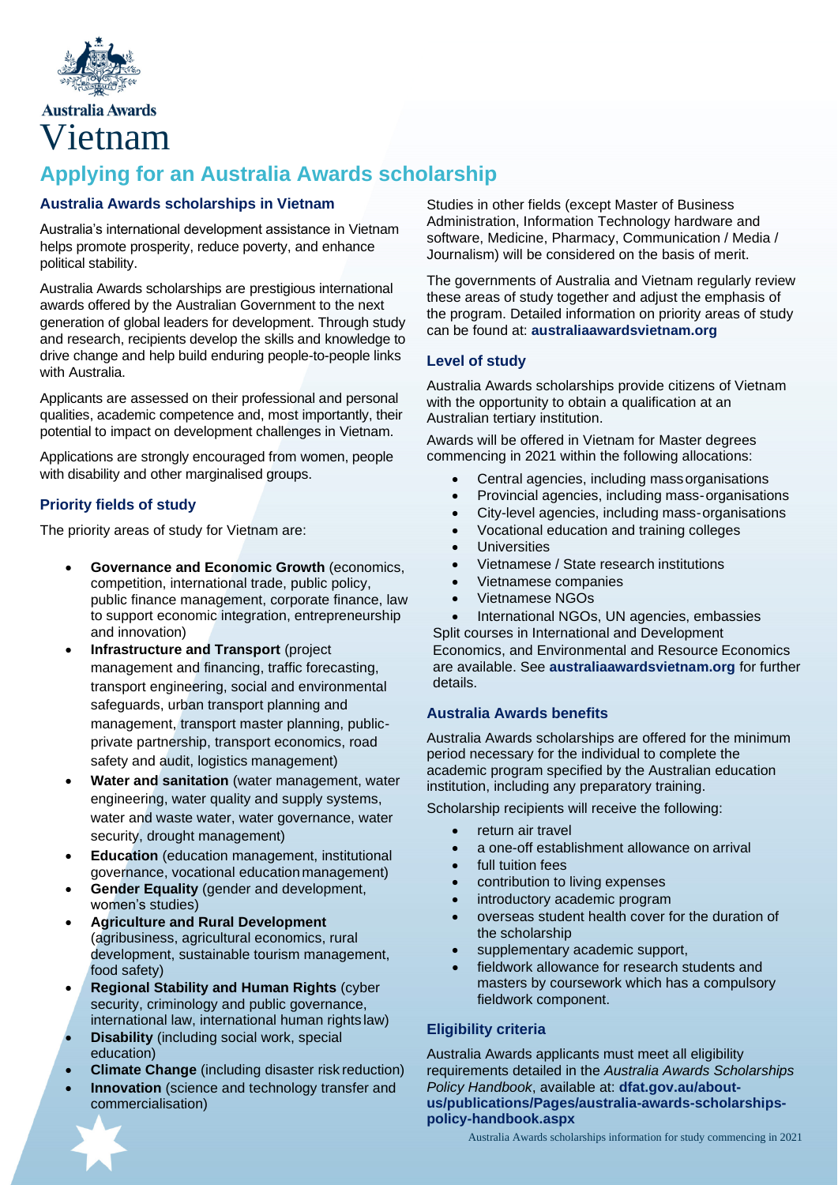Australia Awards
# Vietnam

# Applying for an Australia Awards scholarship

### Australia Awards scholarships in Vietnam

Australia's international development assistance in Vietnam helps promote prosperity, reduce poverty, and enhance political stability.

Australia Awards scholarships are prestigious international awards offered by the Australian Government to the next generation of global leaders for development. Through study and research, recipients develop the skills and knowledge to drive change and help build enduring people-to-people links with Australia.

Applicants are assessed on their professional and personal qualities, academic competence and, most importantly, their potential to impact on development challenges in Vietnam.

Applications are strongly encouraged from women, people with disability and other marginalised groups.

### Priority fields of study

The priority areas of study for Vietnam are:

- **Governance and Economic Growth** (economics, competition, international trade, public policy, public finance management, corporate finance, law to support economic integration, entrepreneurship and innovation)
- **Infrastructure and Transport** (project management and financing, traffic forecasting, transport engineering, social and environmental safeguards, urban transport planning and management, transport master planning, public-private partnership, transport economics, road safety and audit, logistics management)
- **Water and sanitation** (water management, water engineering, water quality and supply systems, water and waste water, water governance, water security, drought management)
- **Education** (education management, institutional governance, vocational education management)
- **Gender Equality** (gender and development, women's studies)
- **Agriculture and Rural Development** (agribusiness, agricultural economics, rural development, sustainable tourism management, food safety)
- **Regional Stability and Human Rights** (cyber security, criminology and public governance, international law, international human rights law)
- **Disability** (including social work, special education)
- **Climate Change** (including disaster risk reduction)
- **Innovation** (science and technology transfer and commercialisation)

Studies in other fields (except Master of Business Administration, Information Technology hardware and software, Medicine, Pharmacy, Communication / Media / Journalism) will be considered on the basis of merit.

The governments of Australia and Vietnam regularly review these areas of study together and adjust the emphasis of the program. Detailed information on priority areas of study can be found at: **australiaawardsvietnam.org**

### Level of study

Australia Awards scholarships provide citizens of Vietnam with the opportunity to obtain a qualification at an Australian tertiary institution.

Awards will be offered in Vietnam for Master degrees commencing in 2021 within the following allocations:

- Central agencies, including mass organisations
- Provincial agencies, including mass-organisations
- City-level agencies, including mass-organisations
- Vocational education and training colleges
- Universities
- Vietnamese / State research institutions
- Vietnamese companies
- Vietnamese NGOs
- International NGOs, UN agencies, embassies

Split courses in International and Development Economics, and Environmental and Resource Economics are available. See **australiaawardsvietnam.org** for further details.

### Australia Awards benefits

Australia Awards scholarships are offered for the minimum period necessary for the individual to complete the academic program specified by the Australian education institution, including any preparatory training.

Scholarship recipients will receive the following:

- return air travel
- a one-off establishment allowance on arrival
- full tuition fees
- contribution to living expenses
- introductory academic program
- overseas student health cover for the duration of the scholarship
- supplementary academic support,
- fieldwork allowance for research students and masters by coursework which has a compulsory fieldwork component.

### Eligibility criteria

Australia Awards applicants must meet all eligibility requirements detailed in the *Australia Awards Scholarships Policy Handbook*, available at: **dfat.gov.au/about-us/publications/Pages/australia-awards-scholarships-policy-handbook.aspx**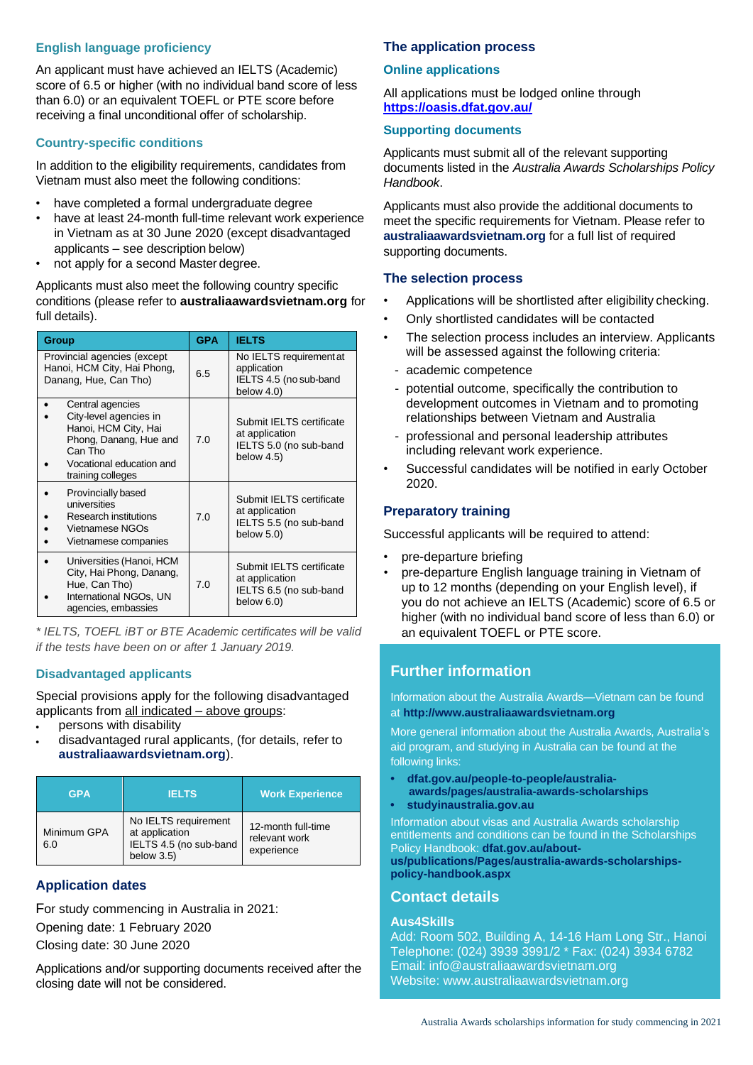### English language proficiency

An applicant must have achieved an IELTS (Academic) score of 6.5 or higher (with no individual band score of less than 6.0) or an equivalent TOEFL or PTE score before receiving a final unconditional offer of scholarship.

### Country-specific conditions

In addition to the eligibility requirements, candidates from Vietnam must also meet the following conditions:

- have completed a formal undergraduate degree
- have at least 24-month full-time relevant work experience in Vietnam as at 30 June 2020 (except disadvantaged applicants – see description below)
- not apply for a second Master degree.

Applicants must also meet the following country specific conditions (please refer to **australiaawardsvietnam.org** for full details).

| Group | GPA | IELTS |
|---|---|---|
| Provincial agencies (except Hanoi, HCM City, Hai Phong, Danang, Hue, Can Tho) | 6.5 | No IELTS requirement at application<br>IELTS 4.5 (no sub-band below 4.0) |
| • Central agencies<br>• City-level agencies in Hanoi, HCM City, Hai Phong, Danang, Hue and Can Tho<br>• Vocational education and training colleges | 7.0 | Submit IELTS certificate at application<br>IELTS 5.0 (no sub-band below 4.5) |
| • Provincially based universities<br>• Research institutions<br>• Vietnamese NGOs<br>• Vietnamese companies | 7.0 | Submit IELTS certificate at application<br>IELTS 5.5 (no sub-band below 5.0) |
| • Universities (Hanoi, HCM City, Hai Phong, Danang, Hue, Can Tho)<br>• International NGOs, UN agencies, embassies | 7.0 | Submit IELTS certificate at application<br>IELTS 6.5 (no sub-band below 6.0) |

*\* IELTS, TOEFL iBT or BTE Academic certificates will be valid if the tests have been on or after 1 January 2019.*

### Disadvantaged applicants

Special provisions apply for the following disadvantaged applicants from all indicated – above groups:

- persons with disability
- disadvantaged rural applicants, (for details, refer to **australiaawardsvietnam.org**).

| GPA | IELTS | Work Experience |
|---|---|---|
| Minimum GPA 6.0 | No IELTS requirement at application<br>IELTS 4.5 (no sub-band below 3.5) | 12-month full-time relevant work experience |

### Application dates

For study commencing in Australia in 2021:
Opening date: 1 February 2020
Closing date: 30 June 2020

Applications and/or supporting documents received after the closing date will not be considered.

## The application process

### Online applications

All applications must be lodged online through **https://oasis.dfat.gov.au/**

### Supporting documents

Applicants must submit all of the relevant supporting documents listed in the *Australia Awards Scholarships Policy Handbook*.

Applicants must also provide the additional documents to meet the specific requirements for Vietnam. Please refer to **australiaawardsvietnam.org** for a full list of required supporting documents.

## The selection process

- Applications will be shortlisted after eligibility checking.
- Only shortlisted candidates will be contacted
- The selection process includes an interview. Applicants will be assessed against the following criteria:
  - academic competence
  - potential outcome, specifically the contribution to development outcomes in Vietnam and to promoting relationships between Vietnam and Australia
  - professional and personal leadership attributes including relevant work experience.
- Successful candidates will be notified in early October 2020.

## Preparatory training

Successful applicants will be required to attend:

- pre-departure briefing
- pre-departure English language training in Vietnam of up to 12 months (depending on your English level), if you do not achieve an IELTS (Academic) score of 6.5 or higher (with no individual band score of less than 6.0) or an equivalent TOEFL or PTE score.

## Further information

Information about the Australia Awards—Vietnam can be found at **http://www.australiaawardsvietnam.org**

More general information about the Australia Awards, Australia's aid program, and studying in Australia can be found at the following links:

- **dfat.gov.au/people-to-people/australia-awards/pages/australia-awards-scholarships**
- **studyinaustralia.gov.au**

Information about visas and Australia Awards scholarship entitlements and conditions can be found in the Scholarships Policy Handbook: **dfat.gov.au/about-us/publications/Pages/australia-awards-scholarships-policy-handbook.aspx**

## Contact details

**Aus4Skills**
Add: Room 502, Building A, 14-16 Ham Long Str., Hanoi
Telephone: (024) 3939 3991/2 \* Fax: (024) 3934 6782
Email: info@australiaawardsvietnam.org
Website: www.australiaawardsvietnam.org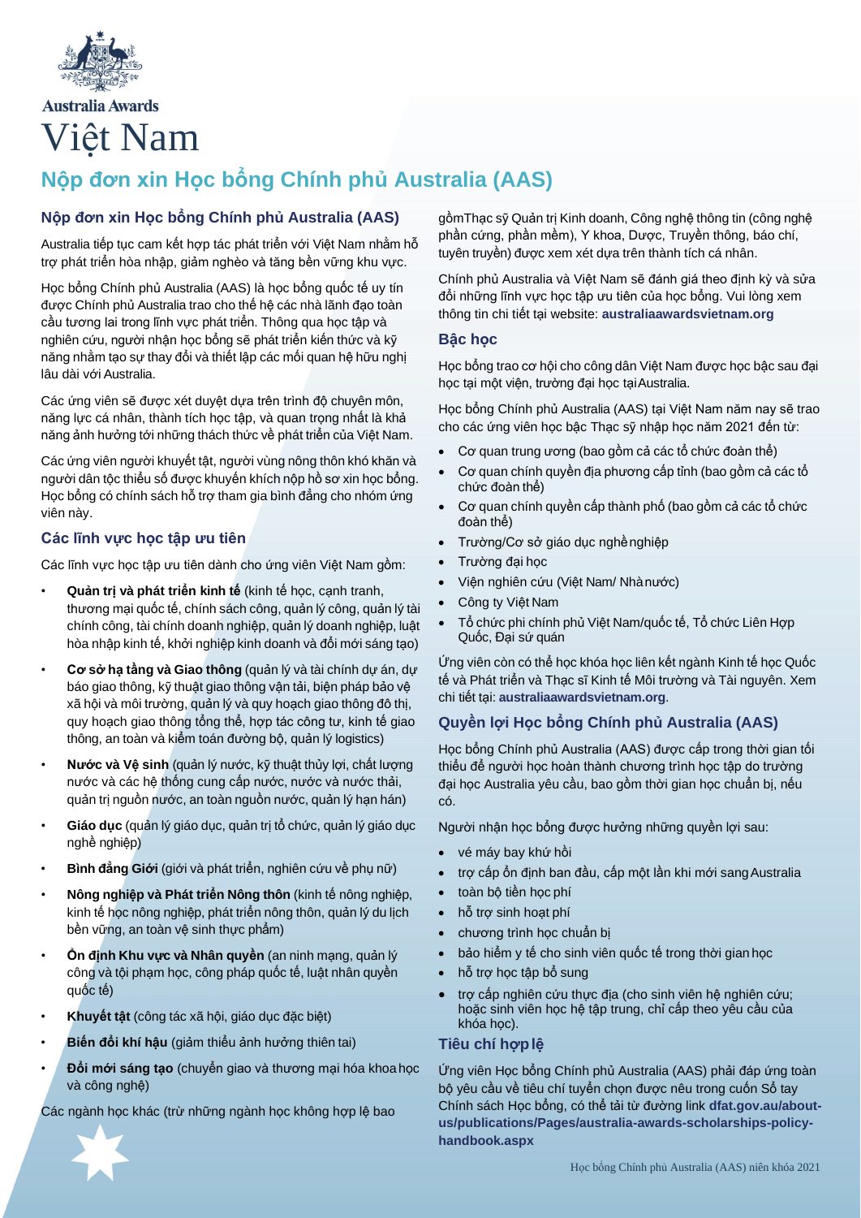Australia Awards

# Việt Nam

# Nộp đơn xin Học bổng Chính phủ Australia (AAS)

## Nộp đơn xin Học bổng Chính phủ Australia (AAS)

Australia tiếp tục cam kết hợp tác phát triển với Việt Nam nhằm hỗ trợ phát triển hòa nhập, giảm nghèo và tăng bền vững khu vực.

Học bổng Chính phủ Australia (AAS) là học bổng quốc tế uy tín được Chính phủ Australia trao cho thế hệ các nhà lãnh đạo toàn cầu tương lai trong lĩnh vực phát triển. Thông qua học tập và nghiên cứu, người nhận học bổng sẽ phát triển kiến thức và kỹ năng nhằm tạo sự thay đổi và thiết lập các mối quan hệ hữu nghị lâu dài với Australia.

Các ứng viên sẽ được xét duyệt dựa trên trình độ chuyên môn, năng lực cá nhân, thành tích học tập, và quan trọng nhất là khả năng ảnh hưởng tới những thách thức về phát triển của Việt Nam.

Các ứng viên người khuyết tật, người vùng nông thôn khó khăn và người dân tộc thiểu số được khuyến khích nộp hồ sơ xin học bổng. Học bổng có chính sách hỗ trợ tham gia bình đẳng cho nhóm ứng viên này.

## Các lĩnh vực học tập ưu tiên

Các lĩnh vực học tập ưu tiên dành cho ứng viên Việt Nam gồm:

- **Quản trị và phát triển kinh tế** (kinh tế học, cạnh tranh, thương mại quốc tế, chính sách công, quản lý công, quản lý tài chính công, tài chính doanh nghiệp, quản lý doanh nghiệp, luật hòa nhập kinh tế, khởi nghiệp kinh doanh và đổi mới sáng tạo)
- **Cơ sở hạ tầng và Giao thông** (quản lý và tài chính dự án, dự báo giao thông, kỹ thuật giao thông vận tải, biện pháp bảo vệ xã hội và môi trường, quản lý và quy hoạch giao thông đô thị, quy hoạch giao thông tổng thể, hợp tác công tư, kinh tế giao thông, an toàn và kiểm toán đường bộ, quản lý logistics)
- **Nước và Vệ sinh** (quản lý nước, kỹ thuật thủy lợi, chất lượng nước và các hệ thống cung cấp nước, nước và nước thải, quản trị nguồn nước, an toàn nguồn nước, quản lý hạn hán)
- **Giáo dục** (quản lý giáo dục, quản trị tổ chức, quản lý giáo dục nghề nghiệp)
- **Bình đẳng Giới** (giới và phát triển, nghiên cứu về phụ nữ)
- **Nông nghiệp và Phát triển Nông thôn** (kinh tế nông nghiệp, kinh tế học nông nghiệp, phát triển nông thôn, quản lý du lịch bền vững, an toàn vệ sinh thực phẩm)
- **Ổn định Khu vực và Nhân quyền** (an ninh mạng, quản lý công và tội phạm học, công pháp quốc tế, luật nhân quyền quốc tế)
- **Khuyết tật** (công tác xã hội, giáo dục đặc biệt)
- **Biến đổi khí hậu** (giảm thiểu ảnh hưởng thiên tai)
- **Đổi mới sáng tạo** (chuyển giao và thương mại hóa khoa học và công nghệ)

Các ngành học khác (trừ những ngành học không hợp lệ bao gồm Thạc sỹ Quản trị Kinh doanh, Công nghệ thông tin (công nghệ phần cứng, phần mềm), Y khoa, Dược, Truyền thông, báo chí, tuyên truyền) được xem xét dựa trên thành tích cá nhân.

Chính phủ Australia và Việt Nam sẽ đánh giá theo định kỳ và sửa đổi những lĩnh vực học tập ưu tiên của học bổng. Vui lòng xem thông tin chi tiết tại website: **australiaawardsvietnam.org**

## Bậc học

Học bổng trao cơ hội cho công dân Việt Nam được học bậc sau đại học tại một viện, trường đại học tại Australia.

Học bổng Chính phủ Australia (AAS) tại Việt Nam năm nay sẽ trao cho các ứng viên học bậc Thạc sỹ nhập học năm 2021 đến từ:

- Cơ quan trung ương (bao gồm cả các tổ chức đoàn thể)
- Cơ quan chính quyền địa phương cấp tỉnh (bao gồm cả các tổ chức đoàn thể)
- Cơ quan chính quyền cấp thành phố (bao gồm cả các tổ chức đoàn thể)
- Trường/Cơ sở giáo dục nghề nghiệp
- Trường đại học
- Viện nghiên cứu (Việt Nam/ Nhà nước)
- Công ty Việt Nam
- Tổ chức phi chính phủ Việt Nam/quốc tế, Tổ chức Liên Hợp Quốc, Đại sứ quán

Ứng viên còn có thể học khóa học liên kết ngành Kinh tế học Quốc tế và Phát triển và Thạc sĩ Kinh tế Môi trường và Tài nguyên. Xem chi tiết tại: **australiaawardsvietnam.org**.

## Quyền lợi Học bổng Chính phủ Australia (AAS)

Học bổng Chính phủ Australia (AAS) được cấp trong thời gian tối thiểu để người học hoàn thành chương trình học tập do trường đại học Australia yêu cầu, bao gồm thời gian học chuẩn bị, nếu có.

Người nhận học bổng được hưởng những quyền lợi sau:

- vé máy bay khứ hồi
- trợ cấp ổn định ban đầu, cấp một lần khi mới sang Australia
- toàn bộ tiền học phí
- hỗ trợ sinh hoạt phí
- chương trình học chuẩn bị
- bảo hiểm y tế cho sinh viên quốc tế trong thời gian học
- hỗ trợ học tập bổ sung
- trợ cấp nghiên cứu thực địa (cho sinh viên hệ nghiên cứu; hoặc sinh viên học hệ tập trung, chỉ cấp theo yêu cầu của khóa học).

## Tiêu chí hợp lệ

Ứng viên Học bổng Chính phủ Australia (AAS) phải đáp ứng toàn bộ yêu cầu về tiêu chí tuyển chọn được nêu trong cuốn Sổ tay Chính sách Học bổng, có thể tải từ đường link **dfat.gov.au/about-us/publications/Pages/australia-awards-scholarships-policy-handbook.aspx**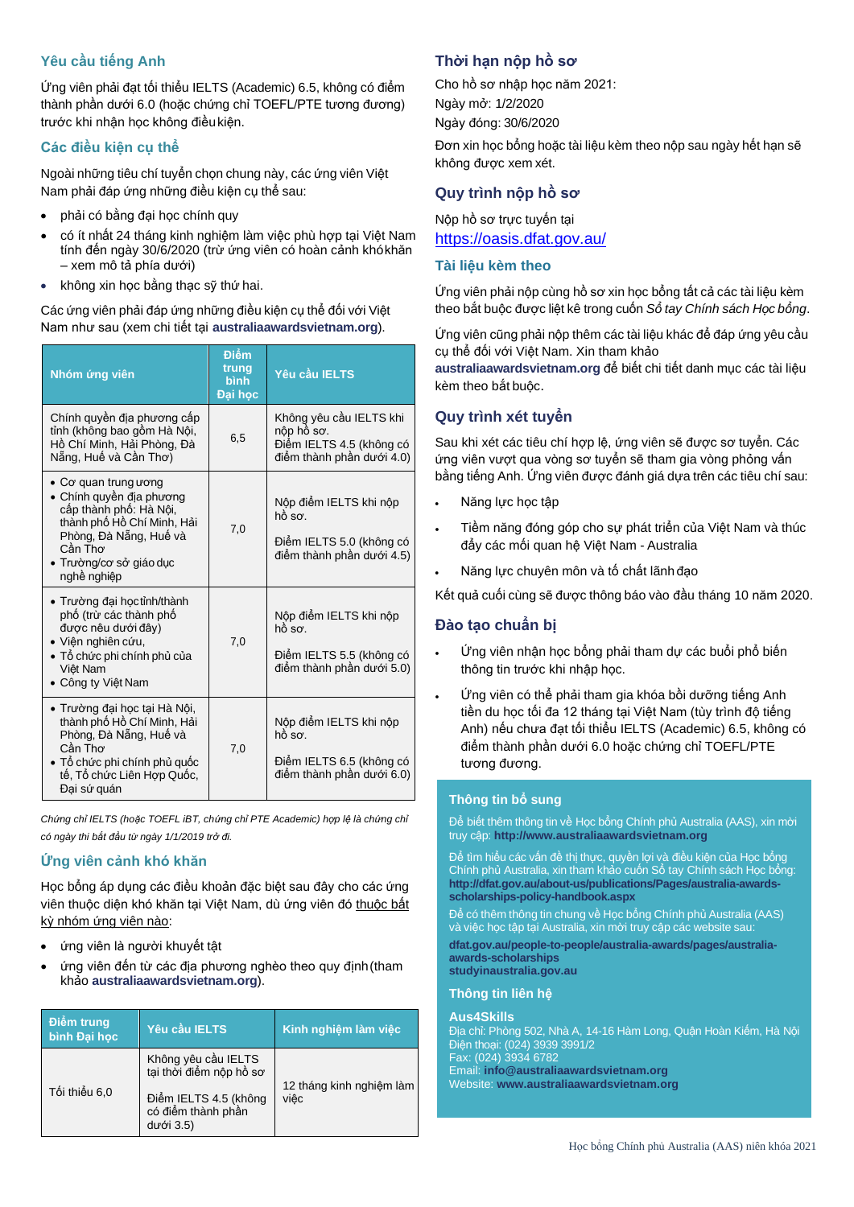## Yêu cầu tiếng Anh

Ứng viên phải đạt tối thiểu IELTS (Academic) 6.5, không có điểm thành phần dưới 6.0 (hoặc chứng chỉ TOEFL/PTE tương đương) trước khi nhận học không điều kiện.

## Các điều kiện cụ thể

Ngoài những tiêu chí tuyển chọn chung này, các ứng viên Việt Nam phải đáp ứng những điều kiện cụ thể sau:

- phải có bằng đại học chính quy
- có ít nhất 24 tháng kinh nghiệm làm việc phù hợp tại Việt Nam tính đến ngày 30/6/2020 (trừ ứng viên có hoàn cảnh khó khăn – xem mô tả phía dưới)
- không xin học bằng thạc sỹ thứ hai.

Các ứng viên phải đáp ứng những điều kiện cụ thể đối với Việt Nam như sau (xem chi tiết tại **australiaawardsvietnam.org**).

| Nhóm ứng viên | Điểm trung bình Đại học | Yêu cầu IELTS |
|---|---|---|
| Chính quyền địa phương cấp tỉnh (không bao gồm Hà Nội, Hồ Chí Minh, Hải Phòng, Đà Nẵng, Huế và Cần Thơ) | 6,5 | Không yêu cầu IELTS khi nộp hồ sơ. Điểm IELTS 4.5 (không có điểm thành phần dưới 4.0) |
| • Cơ quan trung ương<br>• Chính quyền địa phương cấp thành phố: Hà Nội, thành phố Hồ Chí Minh, Hải Phòng, Đà Nẵng, Huế và Cần Thơ<br>• Trường/cơ sở giáo dục nghề nghiệp | 7,0 | Nộp điểm IELTS khi nộp hồ sơ.<br><br>Điểm IELTS 5.0 (không có điểm thành phần dưới 4.5) |
| • Trường đại học tỉnh/thành phố (trừ các thành phố được nêu dưới đây)<br>• Viện nghiên cứu,<br>• Tổ chức phi chính phủ của Việt Nam<br>• Công ty Việt Nam | 7,0 | Nộp điểm IELTS khi nộp hồ sơ.<br><br>Điểm IELTS 5.5 (không có điểm thành phần dưới 5.0) |
| • Trường đại học tại Hà Nội, thành phố Hồ Chí Minh, Hải Phòng, Đà Nẵng, Huế và Cần Thơ<br>• Tổ chức phi chính phủ quốc tế, Tổ chức Liên Hợp Quốc, Đại sứ quán | 7,0 | Nộp điểm IELTS khi nộp hồ sơ.<br><br>Điểm IELTS 6.5 (không có điểm thành phần dưới 6.0) |

*Chứng chỉ IELTS (hoặc TOEFL iBT, chứng chỉ PTE Academic) hợp lệ là chứng chỉ có ngày thi bắt đầu từ ngày 1/1/2019 trở đi.*

## Ứng viên cảnh khó khăn

Học bổng áp dụng các điều khoản đặc biệt sau đây cho các ứng viên thuộc diện khó khăn tại Việt Nam, dù ứng viên đó thuộc bất kỳ nhóm ứng viên nào:

- ứng viên là người khuyết tật
- ứng viên đến từ các địa phương nghèo theo quy định (tham khảo **australiaawardsvietnam.org**).

| Điểm trung bình Đại học | Yêu cầu IELTS | Kinh nghiệm làm việc |
|---|---|---|
| Tối thiểu 6,0 | Không yêu cầu IELTS tại thời điểm nộp hồ sơ<br><br>Điểm IELTS 4.5 (không có điểm thành phần dưới 3.5) | 12 tháng kinh nghiệm làm việc |

## Thời hạn nộp hồ sơ

Cho hồ sơ nhập học năm 2021:

Ngày mở: 1/2/2020

Ngày đóng: 30/6/2020

Đơn xin học bổng hoặc tài liệu kèm theo nộp sau ngày hết hạn sẽ không được xem xét.

## Quy trình nộp hồ sơ

Nộp hồ sơ trực tuyến tại

https://oasis.dfat.gov.au/

## Tài liệu kèm theo

Ứng viên phải nộp cùng hồ sơ xin học bổng tất cả các tài liệu kèm theo bắt buộc được liệt kê trong cuốn *Sổ tay Chính sách Học bổng*.

Ứng viên cũng phải nộp thêm các tài liệu khác để đáp ứng yêu cầu cụ thể đối với Việt Nam. Xin tham khảo **australiaawardsvietnam.org** để biết chi tiết danh mục các tài liệu kèm theo bắt buộc.

## Quy trình xét tuyển

Sau khi xét các tiêu chí hợp lệ, ứng viên sẽ được sơ tuyển. Các ứng viên vượt qua vòng sơ tuyển sẽ tham gia vòng phỏng vấn bằng tiếng Anh. Ứng viên được đánh giá dựa trên các tiêu chí sau:

- Năng lực học tập
- Tiềm năng đóng góp cho sự phát triển của Việt Nam và thúc đẩy các mối quan hệ Việt Nam - Australia
- Năng lực chuyên môn và tố chất lãnh đạo

Kết quả cuối cùng sẽ được thông báo vào đầu tháng 10 năm 2020.

## Đào tạo chuẩn bị

- Ứng viên nhận học bổng phải tham dự các buổi phổ biến thông tin trước khi nhập học.
- Ứng viên có thể phải tham gia khóa bồi dưỡng tiếng Anh tiền du học tối đa 12 tháng tại Việt Nam (tùy trình độ tiếng Anh) nếu chưa đạt tối thiểu IELTS (Academic) 6.5, không có điểm thành phần dưới 6.0 hoặc chứng chỉ TOEFL/PTE tương đương.

### Thông tin bổ sung

Để biết thêm thông tin về Học bổng Chính phủ Australia (AAS), xin mời truy cập: **http://www.australiaawardsvietnam.org**

Để tìm hiểu các vấn đề thị thực, quyền lợi và điều kiện của Học bổng Chính phủ Australia, xin tham khảo cuốn Sổ tay Chính sách Học bổng: **http://dfat.gov.au/about-us/publications/Pages/australia-awards-scholarships-policy-handbook.aspx**

Để có thêm thông tin chung về Học bổng Chính phủ Australia (AAS) và việc học tập tại Australia, xin mời truy cập các website sau:

**dfat.gov.au/people-to-people/australia-awards/pages/australia-awards-scholarships**

**studyinaustralia.gov.au**

### Thông tin liên hệ

**Aus4Skills**

Địa chỉ: Phòng 502, Nhà A, 14-16 Hàm Long, Quận Hoàn Kiếm, Hà Nội

Điện thoại: (024) 3939 3991/2

Fax: (024) 3934 6782

Email: **info@australiaawardsvietnam.org**

Website: **www.australiaawardsvietnam.org**